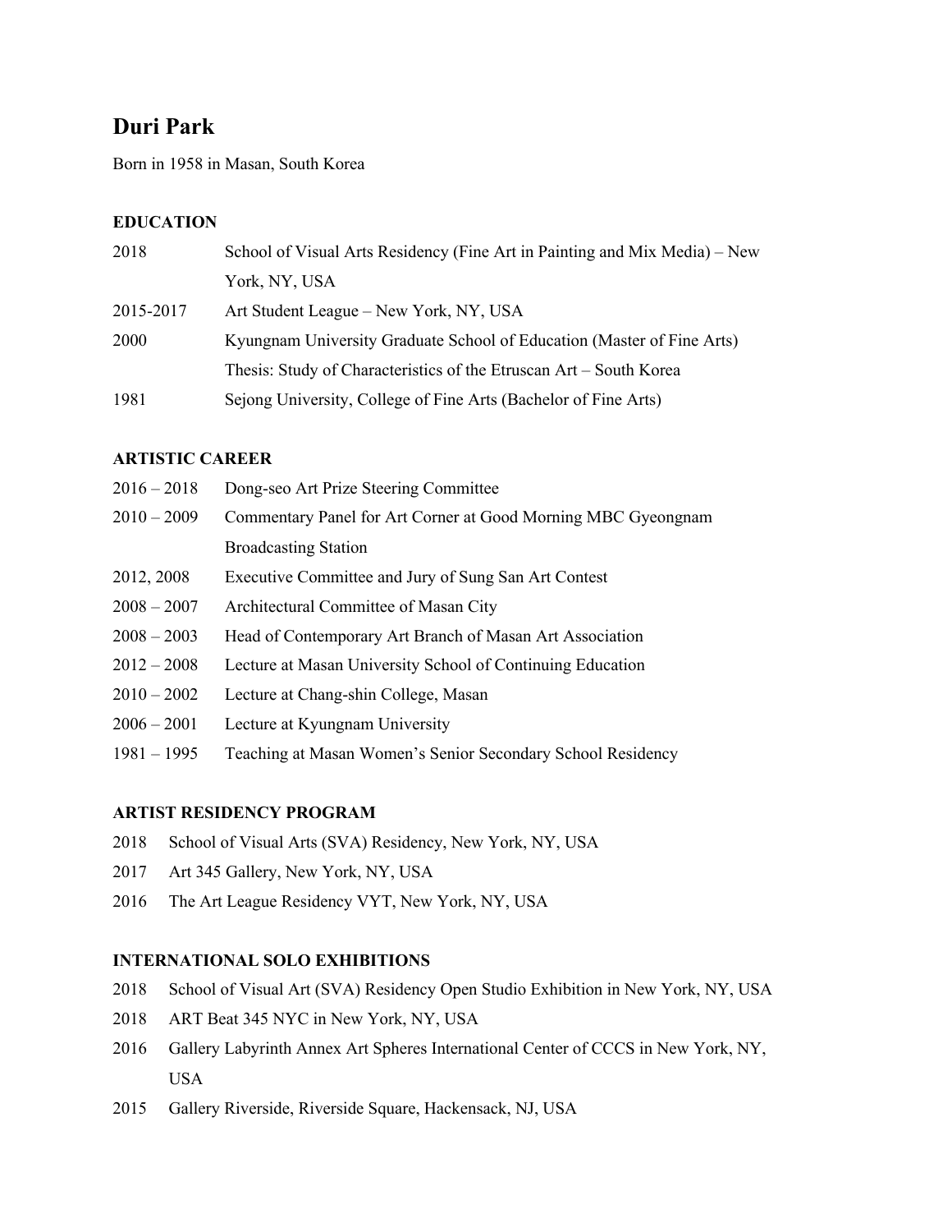# Duri Park

Born in 1958 in Masan, South Korea

### EDUCATION

2018 School of Visual Arts Residency (Fine Art in Painting and Mix Media) – New York, NY, USA

2015-2017 Art Student League – New York, NY, USA

2000 Kyungnam University Graduate School of Education (Master of Fine Arts)
Thesis: Study of Characteristics of the Etruscan Art – South Korea

1981 Sejong University, College of Fine Arts (Bachelor of Fine Arts)

### ARTISTIC CAREER

2016 – 2018 Dong-seo Art Prize Steering Committee

2010 – 2009 Commentary Panel for Art Corner at Good Morning MBC Gyeongnam Broadcasting Station

2012, 2008 Executive Committee and Jury of Sung San Art Contest

2008 – 2007 Architectural Committee of Masan City

2008 – 2003 Head of Contemporary Art Branch of Masan Art Association

2012 – 2008 Lecture at Masan University School of Continuing Education

2010 – 2002 Lecture at Chang-shin College, Masan

2006 – 2001 Lecture at Kyungnam University

1981 – 1995 Teaching at Masan Women's Senior Secondary School Residency

### ARTIST RESIDENCY PROGRAM

2018 School of Visual Arts (SVA) Residency, New York, NY, USA

2017 Art 345 Gallery, New York, NY, USA

2016 The Art League Residency VYT, New York, NY, USA

### INTERNATIONAL SOLO EXHIBITIONS

2018 School of Visual Art (SVA) Residency Open Studio Exhibition in New York, NY, USA

2018 ART Beat 345 NYC in New York, NY, USA

2016 Gallery Labyrinth Annex Art Spheres International Center of CCCS in New York, NY, USA

2015 Gallery Riverside, Riverside Square, Hackensack, NJ, USA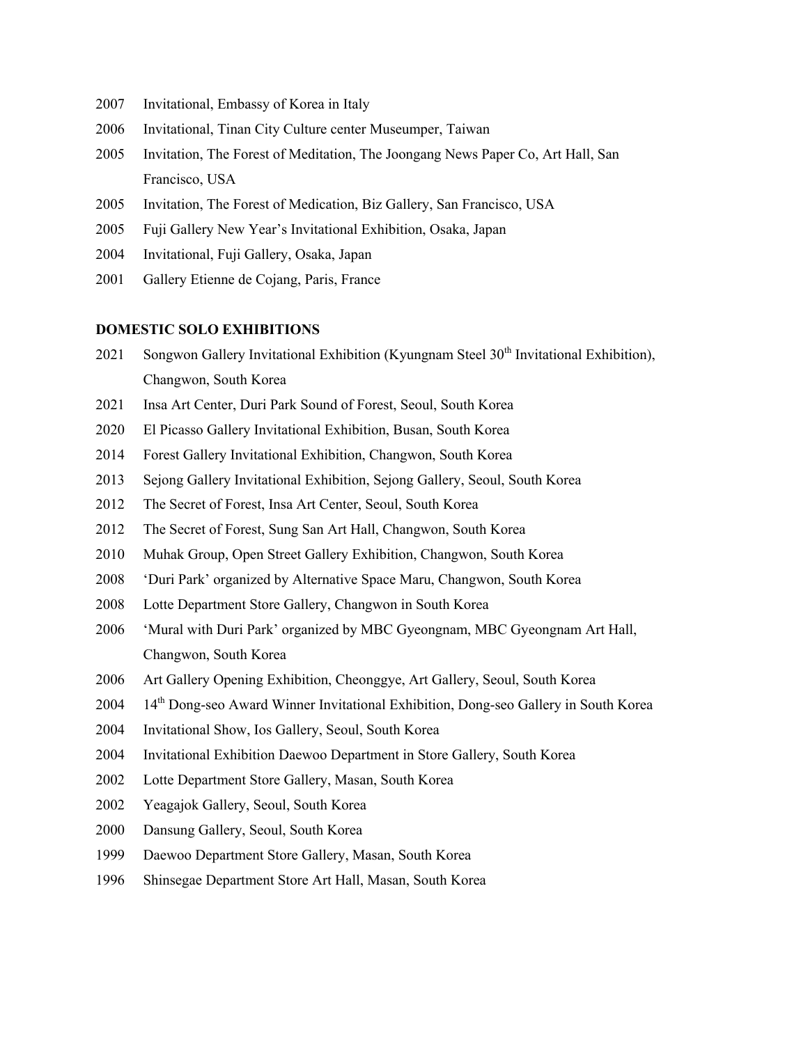2007 Invitational, Embassy of Korea in Italy

2006 Invitational, Tinan City Culture center Museumper, Taiwan

2005 Invitation, The Forest of Meditation, The Joongang News Paper Co, Art Hall, San Francisco, USA

2005 Invitation, The Forest of Medication, Biz Gallery, San Francisco, USA

2005 Fuji Gallery New Year's Invitational Exhibition, Osaka, Japan

2004 Invitational, Fuji Gallery, Osaka, Japan

2001 Gallery Etienne de Cojang, Paris, France

**DOMESTIC SOLO EXHIBITIONS**

2021 Songwon Gallery Invitational Exhibition (Kyungnam Steel 30th Invitational Exhibition), Changwon, South Korea

2021 Insa Art Center, Duri Park Sound of Forest, Seoul, South Korea

2020 El Picasso Gallery Invitational Exhibition, Busan, South Korea

2014 Forest Gallery Invitational Exhibition, Changwon, South Korea

2013 Sejong Gallery Invitational Exhibition, Sejong Gallery, Seoul, South Korea

2012 The Secret of Forest, Insa Art Center, Seoul, South Korea

2012 The Secret of Forest, Sung San Art Hall, Changwon, South Korea

2010 Muhak Group, Open Street Gallery Exhibition, Changwon, South Korea

2008 'Duri Park' organized by Alternative Space Maru, Changwon, South Korea

2008 Lotte Department Store Gallery, Changwon in South Korea

2006 'Mural with Duri Park' organized by MBC Gyeongnam, MBC Gyeongnam Art Hall, Changwon, South Korea

2006 Art Gallery Opening Exhibition, Cheonggye, Art Gallery, Seoul, South Korea

2004 14th Dong-seo Award Winner Invitational Exhibition, Dong-seo Gallery in South Korea

2004 Invitational Show, Ios Gallery, Seoul, South Korea

2004 Invitational Exhibition Daewoo Department in Store Gallery, South Korea

2002 Lotte Department Store Gallery, Masan, South Korea

2002 Yeagajok Gallery, Seoul, South Korea

2000 Dansung Gallery, Seoul, South Korea

1999 Daewoo Department Store Gallery, Masan, South Korea

1996 Shinsegae Department Store Art Hall, Masan, South Korea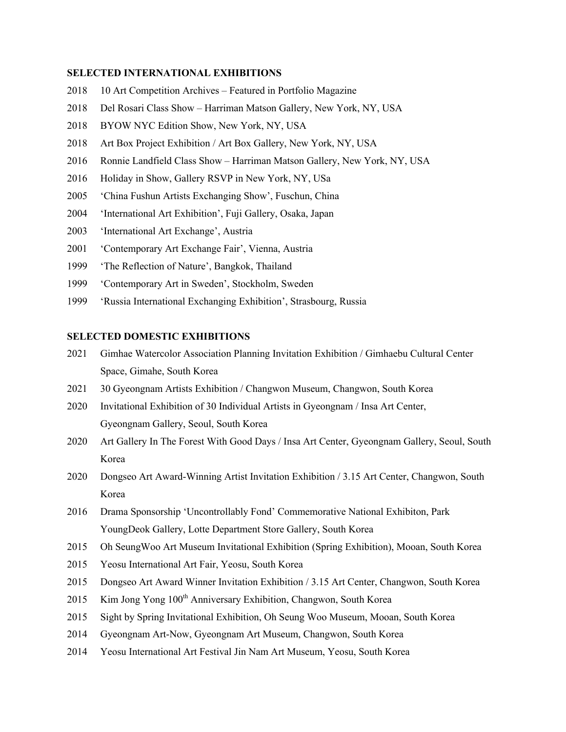**SELECTED INTERNATIONAL EXHIBITIONS**

2018 10 Art Competition Archives – Featured in Portfolio Magazine

2018 Del Rosari Class Show – Harriman Matson Gallery, New York, NY, USA

2018 BYOW NYC Edition Show, New York, NY, USA

2018 Art Box Project Exhibition / Art Box Gallery, New York, NY, USA

2016 Ronnie Landfield Class Show – Harriman Matson Gallery, New York, NY, USA

2016 Holiday in Show, Gallery RSVP in New York, NY, USa

2005 'China Fushun Artists Exchanging Show', Fuschun, China

2004 'International Art Exhibition', Fuji Gallery, Osaka, Japan

2003 'International Art Exchange', Austria

2001 'Contemporary Art Exchange Fair', Vienna, Austria

1999 'The Reflection of Nature', Bangkok, Thailand

1999 'Contemporary Art in Sweden', Stockholm, Sweden

1999 'Russia International Exchanging Exhibition', Strasbourg, Russia

**SELECTED DOMESTIC EXHIBITIONS**

2021 Gimhae Watercolor Association Planning Invitation Exhibition / Gimhaebu Cultural Center Space, Gimahe, South Korea

2021 30 Gyeongnam Artists Exhibition / Changwon Museum, Changwon, South Korea

2020 Invitational Exhibition of 30 Individual Artists in Gyeongnam / Insa Art Center, Gyeongnam Gallery, Seoul, South Korea

2020 Art Gallery In The Forest With Good Days / Insa Art Center, Gyeongnam Gallery, Seoul, South Korea

2020 Dongseo Art Award-Winning Artist Invitation Exhibition / 3.15 Art Center, Changwon, South Korea

2016 Drama Sponsorship 'Uncontrollably Fond' Commemorative National Exhibiton, Park YoungDeok Gallery, Lotte Department Store Gallery, South Korea

2015 Oh SeungWoo Art Museum Invitational Exhibition (Spring Exhibition), Mooan, South Korea

2015 Yeosu International Art Fair, Yeosu, South Korea

2015 Dongseo Art Award Winner Invitation Exhibition / 3.15 Art Center, Changwon, South Korea

2015 Kim Jong Yong 100th Anniversary Exhibition, Changwon, South Korea

2015 Sight by Spring Invitational Exhibition, Oh Seung Woo Museum, Mooan, South Korea

2014 Gyeongnam Art-Now, Gyeongnam Art Museum, Changwon, South Korea

2014 Yeosu International Art Festival Jin Nam Art Museum, Yeosu, South Korea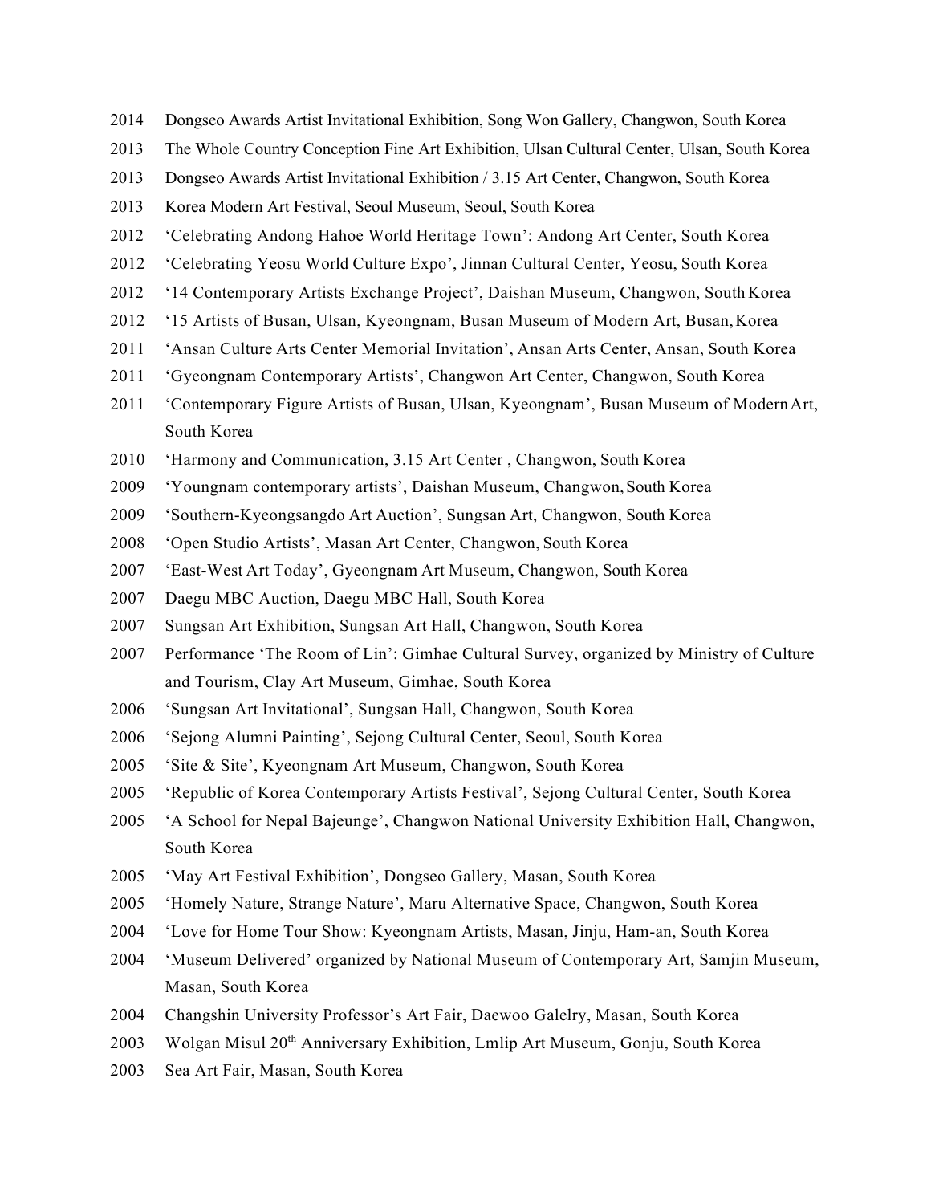2014 Dongseo Awards Artist Invitational Exhibition, Song Won Gallery, Changwon, South Korea

2013 The Whole Country Conception Fine Art Exhibition, Ulsan Cultural Center, Ulsan, South Korea

2013 Dongseo Awards Artist Invitational Exhibition / 3.15 Art Center, Changwon, South Korea

2013 Korea Modern Art Festival, Seoul Museum, Seoul, South Korea

2012 'Celebrating Andong Hahoe World Heritage Town': Andong Art Center, South Korea

2012 'Celebrating Yeosu World Culture Expo', Jinnan Cultural Center, Yeosu, South Korea

2012 '14 Contemporary Artists Exchange Project', Daishan Museum, Changwon, South Korea

2012 '15 Artists of Busan, Ulsan, Kyeongnam, Busan Museum of Modern Art, Busan, Korea

2011 'Ansan Culture Arts Center Memorial Invitation', Ansan Arts Center, Ansan, South Korea

2011 'Gyeongnam Contemporary Artists', Changwon Art Center, Changwon, South Korea

2011 'Contemporary Figure Artists of Busan, Ulsan, Kyeongnam', Busan Museum of Modern Art, South Korea

2010 'Harmony and Communication, 3.15 Art Center , Changwon, South Korea

2009 'Youngnam contemporary artists', Daishan Museum, Changwon, South Korea

2009 'Southern-Kyeongsangdo Art Auction', Sungsan Art, Changwon, South Korea

2008 'Open Studio Artists', Masan Art Center, Changwon, South Korea

2007 'East-West Art Today', Gyeongnam Art Museum, Changwon, South Korea

2007 Daegu MBC Auction, Daegu MBC Hall, South Korea

2007 Sungsan Art Exhibition, Sungsan Art Hall, Changwon, South Korea

2007 Performance 'The Room of Lin': Gimhae Cultural Survey, organized by Ministry of Culture and Tourism, Clay Art Museum, Gimhae, South Korea

2006 'Sungsan Art Invitational', Sungsan Hall, Changwon, South Korea

2006 'Sejong Alumni Painting', Sejong Cultural Center, Seoul, South Korea

2005 'Site & Site', Kyeongnam Art Museum, Changwon, South Korea

2005 'Republic of Korea Contemporary Artists Festival', Sejong Cultural Center, South Korea

2005 'A School for Nepal Bajeunge', Changwon National University Exhibition Hall, Changwon, South Korea

2005 'May Art Festival Exhibition', Dongseo Gallery, Masan, South Korea

2005 'Homely Nature, Strange Nature', Maru Alternative Space, Changwon, South Korea

2004 'Love for Home Tour Show: Kyeongnam Artists, Masan, Jinju, Ham-an, South Korea

2004 'Museum Delivered' organized by National Museum of Contemporary Art, Samjin Museum, Masan, South Korea

2004 Changshin University Professor's Art Fair, Daewoo Galelry, Masan, South Korea

2003 Wolgan Misul 20th Anniversary Exhibition, Lmlip Art Museum, Gonju, South Korea

2003 Sea Art Fair, Masan, South Korea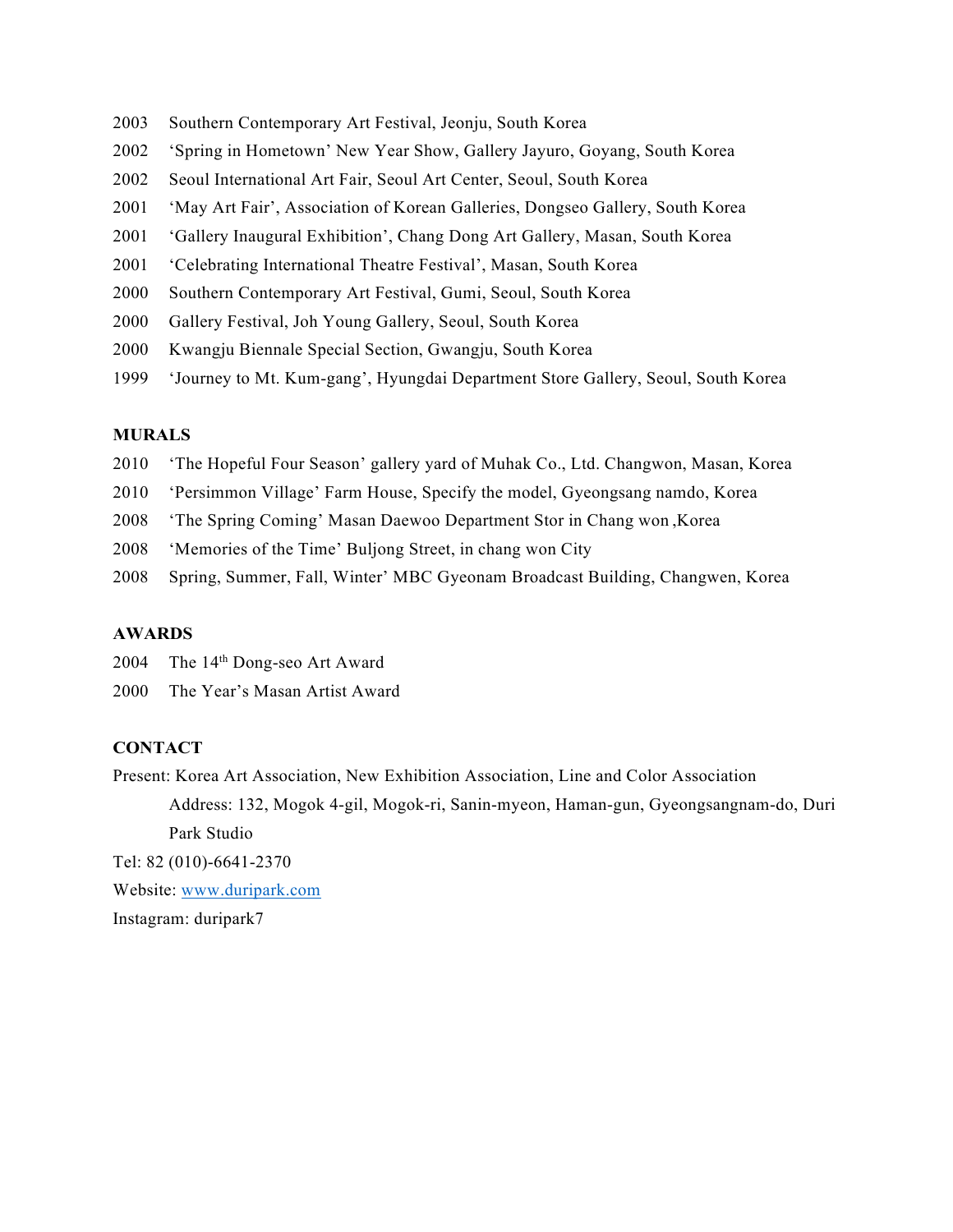2003 Southern Contemporary Art Festival, Jeonju, South Korea

2002 ‘Spring in Hometown’ New Year Show, Gallery Jayuro, Goyang, South Korea

2002 Seoul International Art Fair, Seoul Art Center, Seoul, South Korea

2001 ‘May Art Fair’, Association of Korean Galleries, Dongseo Gallery, South Korea

2001 ‘Gallery Inaugural Exhibition’, Chang Dong Art Gallery, Masan, South Korea

2001 ‘Celebrating International Theatre Festival’, Masan, South Korea

2000 Southern Contemporary Art Festival, Gumi, Seoul, South Korea

2000 Gallery Festival, Joh Young Gallery, Seoul, South Korea

2000 Kwangju Biennale Special Section, Gwangju, South Korea

1999 ‘Journey to Mt. Kum-gang’, Hyungdai Department Store Gallery, Seoul, South Korea

**MURALS**

2010 ‘The Hopeful Four Season’ gallery yard of Muhak Co., Ltd. Changwon, Masan, Korea

2010 ‘Persimmon Village’ Farm House, Specify the model, Gyeongsang namdo, Korea

2008 ‘The Spring Coming’ Masan Daewoo Department Stor in Chang won ,Korea

2008 ‘Memories of the Time’ Buljong Street, in chang won City

2008 Spring, Summer, Fall, Winter’ MBC Gyeonam Broadcast Building, Changwen, Korea

**AWARDS**

2004 The 14th Dong-seo Art Award

2000 The Year’s Masan Artist Award

**CONTACT**

Present: Korea Art Association, New Exhibition Association, Line and Color Association

Address: 132, Mogok 4-gil, Mogok-ri, Sanin-myeon, Haman-gun, Gyeongsangnam-do, Duri Park Studio

Tel: 82 (010)-6641-2370

Website: www.duripark.com

Instagram: duripark7